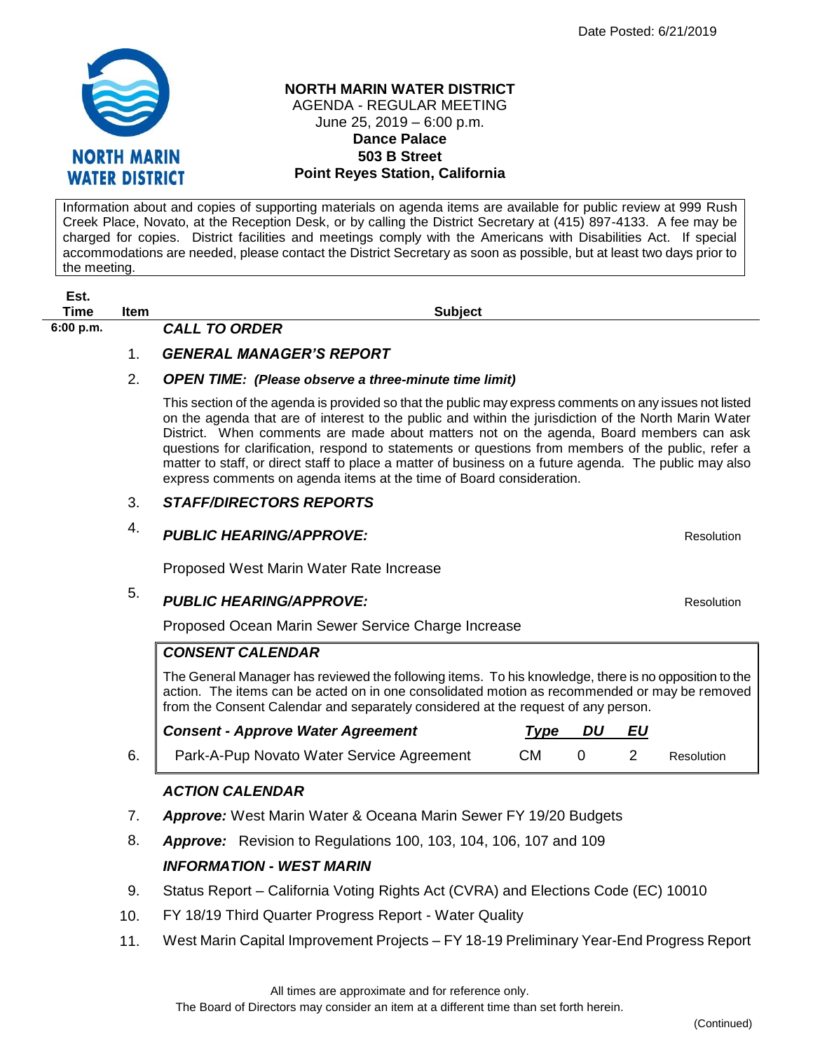Date Posted: 6/21/2019

# NORTH MARIN WATER DISTRICT

AGENDA - REGULAR MEETING
June 25, 2019 – 6:00 p.m.
**Dance Palace**
**503 B Street**
**Point Reyes Station, California**

Information about and copies of supporting materials on agenda items are available for public review at 999 Rush Creek Place, Novato, at the Reception Desk, or by calling the District Secretary at (415) 897-4133. A fee may be charged for copies. District facilities and meetings comply with the Americans with Disabilities Act. If special accommodations are needed, please contact the District Secretary as soon as possible, but at least two days prior to the meeting.

| Est. Time | Item | Subject | |
|---|---|---|---|
| 6:00 p.m. | | ***CALL TO ORDER*** | |
| | 1. | ***GENERAL MANAGER'S REPORT*** | |
| | 2. | ***OPEN TIME: (Please observe a three-minute time limit)*** | |
| | 3. | ***STAFF/DIRECTORS REPORTS*** | |
| | 4. | ***PUBLIC HEARING/APPROVE:*** Proposed West Marin Water Rate Increase | Resolution |
| | 5. | ***PUBLIC HEARING/APPROVE:*** Proposed Ocean Marin Sewer Service Charge Increase | Resolution |

Item 2 note: This section of the agenda is provided so that the public may express comments on any issues not listed on the agenda that are of interest to the public and within the jurisdiction of the North Marin Water District. When comments are made about matters not on the agenda, Board members can ask questions for clarification, respond to statements or questions from members of the public, refer a matter to staff, or direct staff to place a matter of business on a future agenda. The public may also express comments on agenda items at the time of Board consideration.

### *CONSENT CALENDAR*

The General Manager has reviewed the following items. To his knowledge, there is no opposition to the action. The items can be acted on in one consolidated motion as recommended or may be removed from the Consent Calendar and separately considered at the request of any person.

| Item | *Consent - Approve Water Agreement* | *Type* | *DU* | *EU* | |
|---|---|---|---|---|---|
| 6. | Park-A-Pup Novato Water Service Agreement | CM | 0 | 2 | Resolution |

### *ACTION CALENDAR*

7. ***Approve:*** West Marin Water & Oceana Marin Sewer FY 19/20 Budgets
8. ***Approve:*** Revision to Regulations 100, 103, 104, 106, 107 and 109

### *INFORMATION - WEST MARIN*

9. Status Report – California Voting Rights Act (CVRA) and Elections Code (EC) 10010
10. FY 18/19 Third Quarter Progress Report - Water Quality
11. West Marin Capital Improvement Projects – FY 18-19 Preliminary Year-End Progress Report

All times are approximate and for reference only.
The Board of Directors may consider an item at a different time than set forth herein.

(Continued)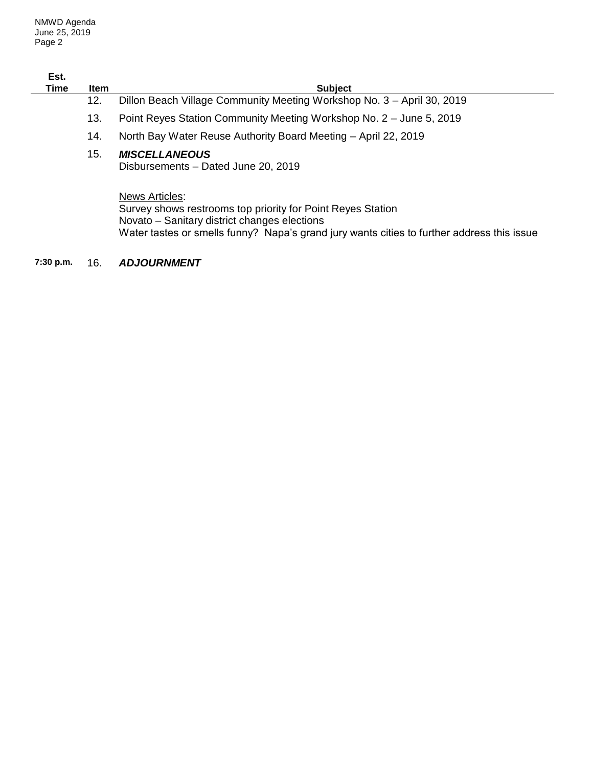| Est. Time | Item | Subject |
| --- | --- | --- |
| | 12. | Dillon Beach Village Community Meeting Workshop No. 3 – April 30, 2019 |
| | 13. | Point Reyes Station Community Meeting Workshop No. 2 – June 5, 2019 |
| | 14. | North Bay Water Reuse Authority Board Meeting – April 22, 2019 |
| | 15. | ***MISCELLANEOUS*** Disbursements – Dated June 20, 2019 <br><br> News Articles: <br> Survey shows restrooms top priority for Point Reyes Station <br> Novato – Sanitary district changes elections <br> Water tastes or smells funny? Napa's grand jury wants cities to further address this issue |
| 7:30 p.m. | 16. | ***ADJOURNMENT*** |